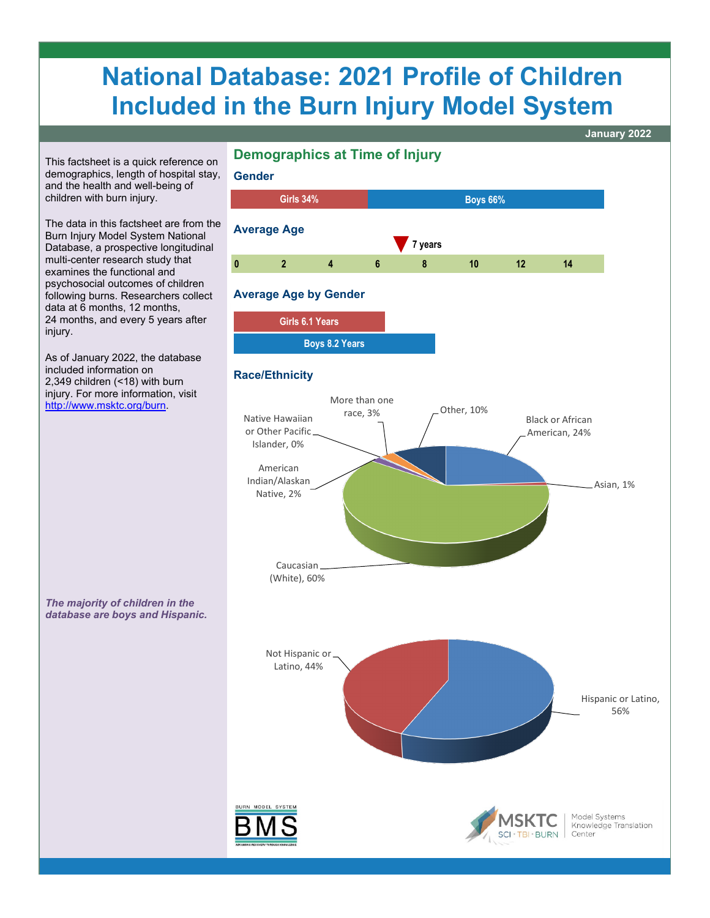# National Database: 2021 Profile of Children Included in the Burn Injury Model System

January 2022

This factsheet is a quick reference on demographics, length of hospital stay, and the health and well-being of children with burn injury.

The data in this factsheet are from the Burn Injury Model System National Database, a prospective longitudinal multi-center research study that examines the functional and psychosocial outcomes of children following burns. Researchers collect data at 6 months, 12 months, 24 months, and every 5 years after injury.

As of January 2022, the database included information on 2,349 children (<18) with burn injury. For more information, visit [http://www.msktc.org/burn](http://www.msktc.org/burn).

*The majority of children in the database are boys and Hispanic.*

## Demographics at Time of Injury

### Gender

Girls 34%

Boys 66%

### Average Age

7 years

0 2 4 6 8 10 12 14

### Average Age by Gender

Girls 6.1 Years

Boys 8.2 Years

### Race/Ethnicity

- Caucasian (White), 60%
- Black or African American, 24%
- Other, 10%
- More than one race, 3%
- American Indian/Alaskan Native, 2%
- Asian, 1%
- Native Hawaiian or Other Pacific Islander, 0%

- Hispanic or Latino, 56%
- Not Hispanic or Latino, 44%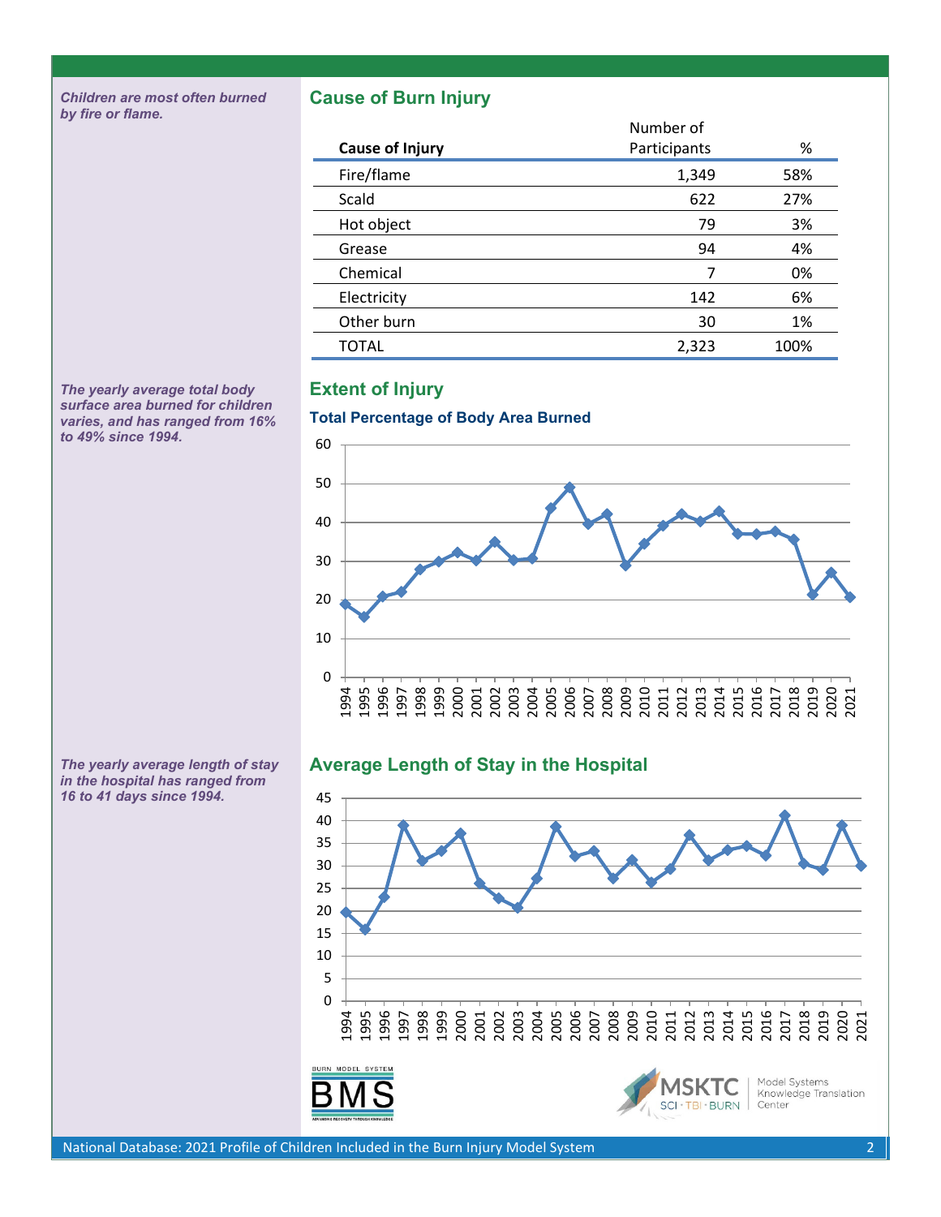*Children are most often burned by fire or flame.*

## Cause of Burn Injury

| Cause of Injury | Number of Participants | % |
|---|---|---|
| Fire/flame | 1,349 | 58% |
| Scald | 622 | 27% |
| Hot object | 79 | 3% |
| Grease | 94 | 4% |
| Chemical | 7 | 0% |
| Electricity | 142 | 6% |
| Other burn | 30 | 1% |
| TOTAL | 2,323 | 100% |

*The yearly average total body surface area burned for children varies, and has ranged from 16% to 49% since 1994.*

## Extent of Injury

### Total Percentage of Body Area Burned

*The yearly average length of stay in the hospital has ranged from 16 to 41 days since 1994.*

## Average Length of Stay in the Hospital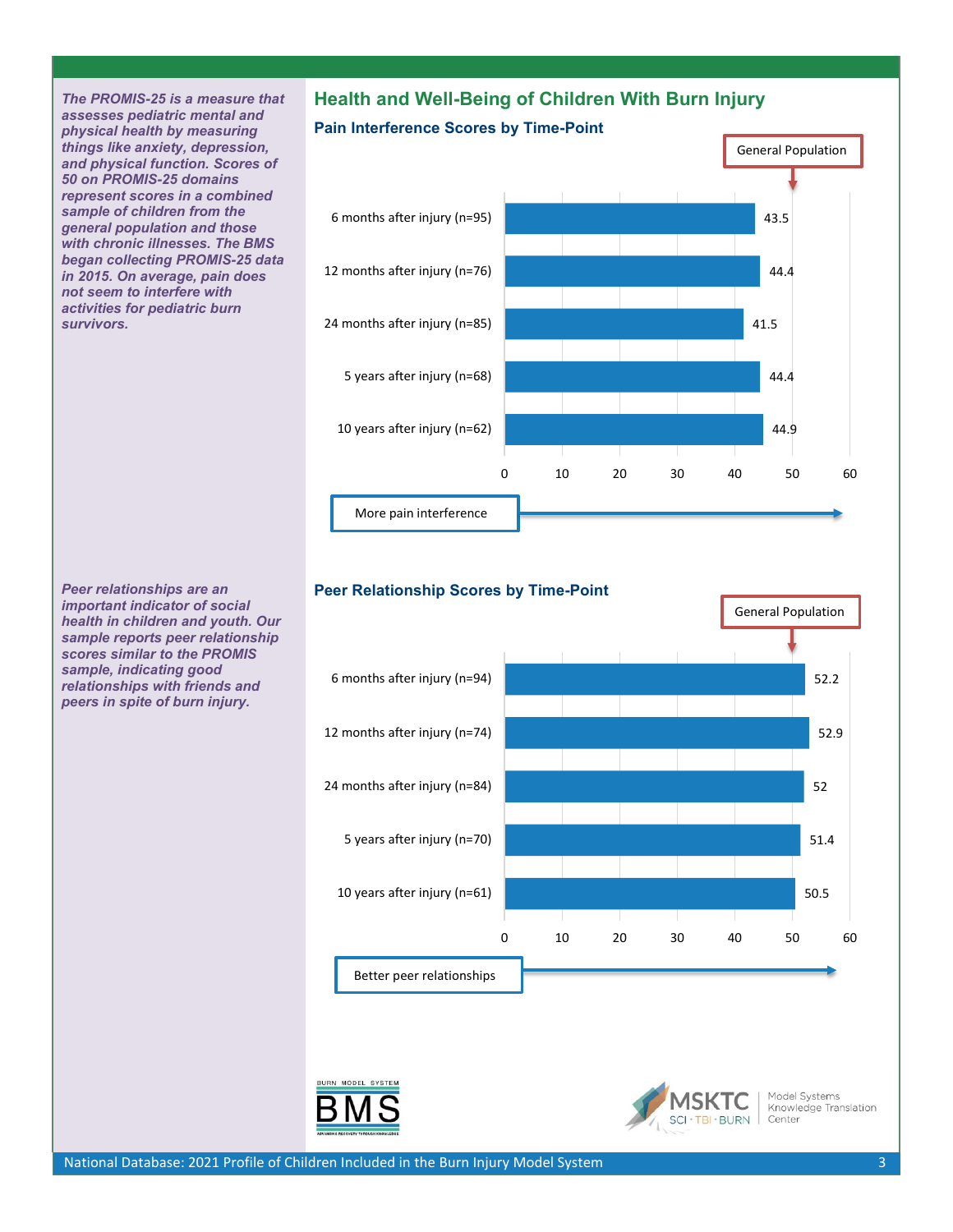## Health and Well-Being of Children With Burn Injury

*The PROMIS-25 is a measure that assesses pediatric mental and physical health by measuring things like anxiety, depression, and physical function. Scores of 50 on PROMIS-25 domains represent scores in a combined sample of children from the general population and those with chronic illnesses. The BMS began collecting PROMIS-25 data in 2015. On average, pain does not seem to interfere with activities for pediatric burn survivors.*

### Pain Interference Scores by Time-Point

| Time-Point | Score |
| --- | --- |
| 6 months after injury (n=95) | 43.5 |
| 12 months after injury (n=76) | 44.4 |
| 24 months after injury (n=85) | 41.5 |
| 5 years after injury (n=68) | 44.4 |
| 10 years after injury (n=62) | 44.9 |

General Population: 50

More pain interference →

*Peer relationships are an important indicator of social health in children and youth. Our sample reports peer relationship scores similar to the PROMIS sample, indicating good relationships with friends and peers in spite of burn injury.*

### Peer Relationship Scores by Time-Point

| Time-Point | Score |
| --- | --- |
| 6 months after injury (n=94) | 52.2 |
| 12 months after injury (n=74) | 52.9 |
| 24 months after injury (n=84) | 52 |
| 5 years after injury (n=70) | 51.4 |
| 10 years after injury (n=61) | 50.5 |

General Population: 50

Better peer relationships →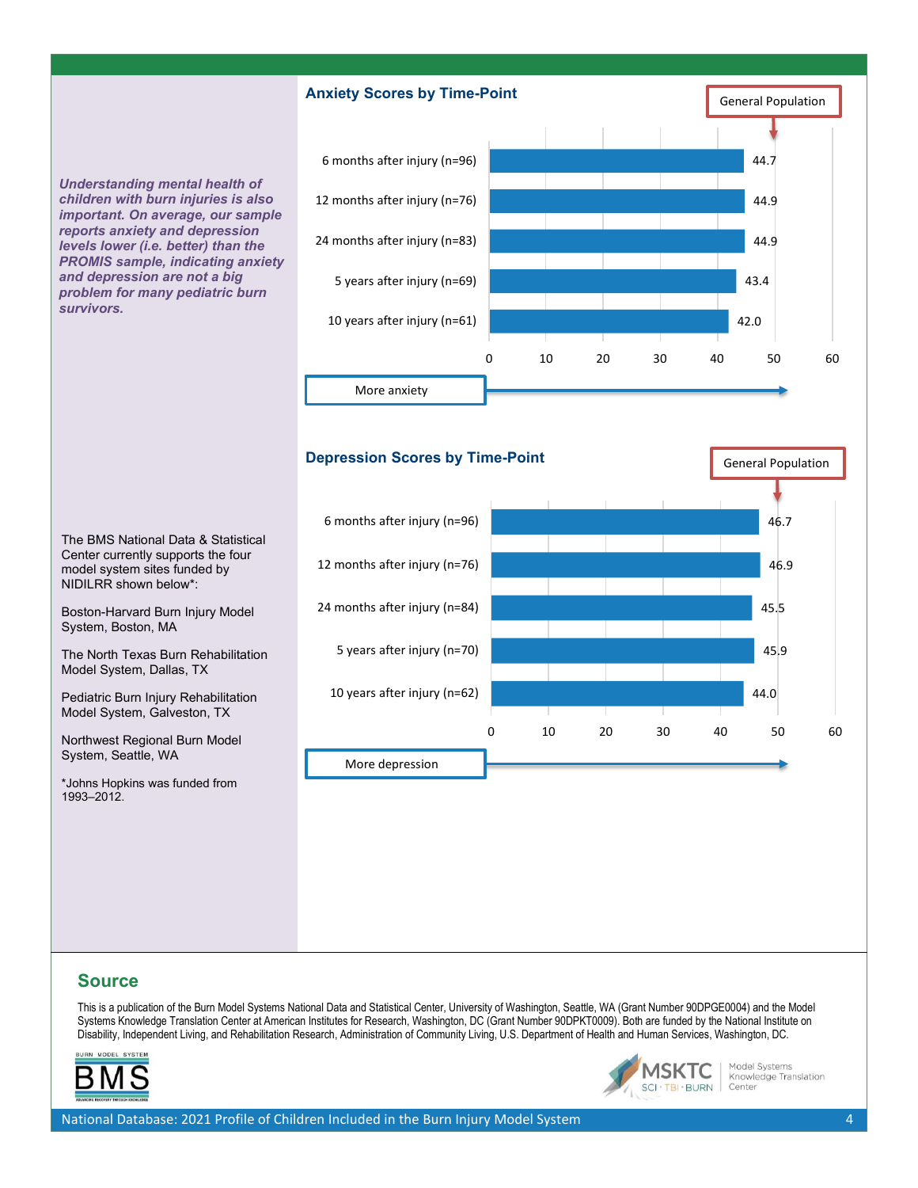*Understanding mental health of children with burn injuries is also important. On average, our sample reports anxiety and depression levels lower (i.e. better) than the PROMIS sample, indicating anxiety and depression are not a big problem for many pediatric burn survivors.*

The BMS National Data & Statistical Center currently supports the four model system sites funded by NIDILRR shown below*:

Boston-Harvard Burn Injury Model System, Boston, MA

The North Texas Burn Rehabilitation Model System, Dallas, TX

Pediatric Burn Injury Rehabilitation Model System, Galveston, TX

Northwest Regional Burn Model System, Seattle, WA

*Johns Hopkins was funded from 1993–2012.

### Anxiety Scores by Time-Point

General Population

6 months after injury (n=96) 44.7
12 months after injury (n=76) 44.9
24 months after injury (n=83) 44.9
5 years after injury (n=69) 43.4
10 years after injury (n=61) 42.0

0 10 20 30 40 50 60

More anxiety

### Depression Scores by Time-Point

General Population

6 months after injury (n=96) 46.7
12 months after injury (n=76) 46.9
24 months after injury (n=84) 45.5
5 years after injury (n=70) 45.9
10 years after injury (n=62) 44.0

0 10 20 30 40 50 60

More depression

## Source

This is a publication of the Burn Model Systems National Data and Statistical Center, University of Washington, Seattle, WA (Grant Number 90DPGE0004) and the Model Systems Knowledge Translation Center at American Institutes for Research, Washington, DC (Grant Number 90DPKT0009). Both are funded by the National Institute on Disability, Independent Living, and Rehabilitation Research, Administration of Community Living, U.S. Department of Health and Human Services, Washington, DC.